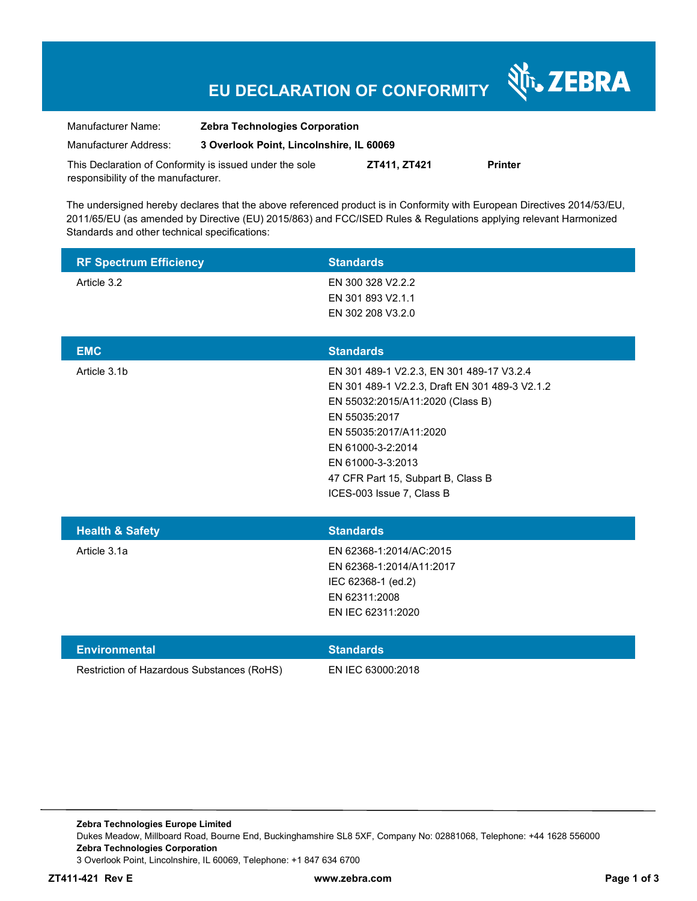# EU DECLARATION OF CONFORMITY

ZEBRA

| | |
|---|---|
| Manufacturer Name: | **Zebra Technologies Corporation** |
| Manufacturer Address: | **3 Overlook Point, Lincolnshire, IL 60069** |

This Declaration of Conformity is issued under the sole responsibility of the manufacturer. **ZT411, ZT421** **Printer**

The undersigned hereby declares that the above referenced product is in Conformity with European Directives 2014/53/EU, 2011/65/EU (as amended by Directive (EU) 2015/863) and FCC/ISED Rules & Regulations applying relevant Harmonized Standards and other technical specifications:

| RF Spectrum Efficiency | Standards |
|---|---|
| Article 3.2 | EN 300 328 V2.2.2<br>EN 301 893 V2.1.1<br>EN 302 208 V3.2.0 |

| EMC | Standards |
|---|---|
| Article 3.1b | EN 301 489-1 V2.2.3, EN 301 489-17 V3.2.4<br>EN 301 489-1 V2.2.3, Draft EN 301 489-3 V2.1.2<br>EN 55032:2015/A11:2020 (Class B)<br>EN 55035:2017<br>EN 55035:2017/A11:2020<br>EN 61000-3-2:2014<br>EN 61000-3-3:2013<br>47 CFR Part 15, Subpart B, Class B<br>ICES-003 Issue 7, Class B |

| Health & Safety | Standards |
|---|---|
| Article 3.1a | EN 62368-1:2014/AC:2015<br>EN 62368-1:2014/A11:2017<br>IEC 62368-1 (ed.2)<br>EN 62311:2008<br>EN IEC 62311:2020 |

| Environmental | Standards |
|---|---|
| Restriction of Hazardous Substances (RoHS) | EN IEC 63000:2018 |

**Zebra Technologies Europe Limited**
Dukes Meadow, Millboard Road, Bourne End, Buckinghamshire SL8 5XF, Company No: 02881068, Telephone: +44 1628 556000
**Zebra Technologies Corporation**
3 Overlook Point, Lincolnshire, IL 60069, Telephone: +1 847 634 6700

**ZT411-421 Rev E** **www.zebra.com**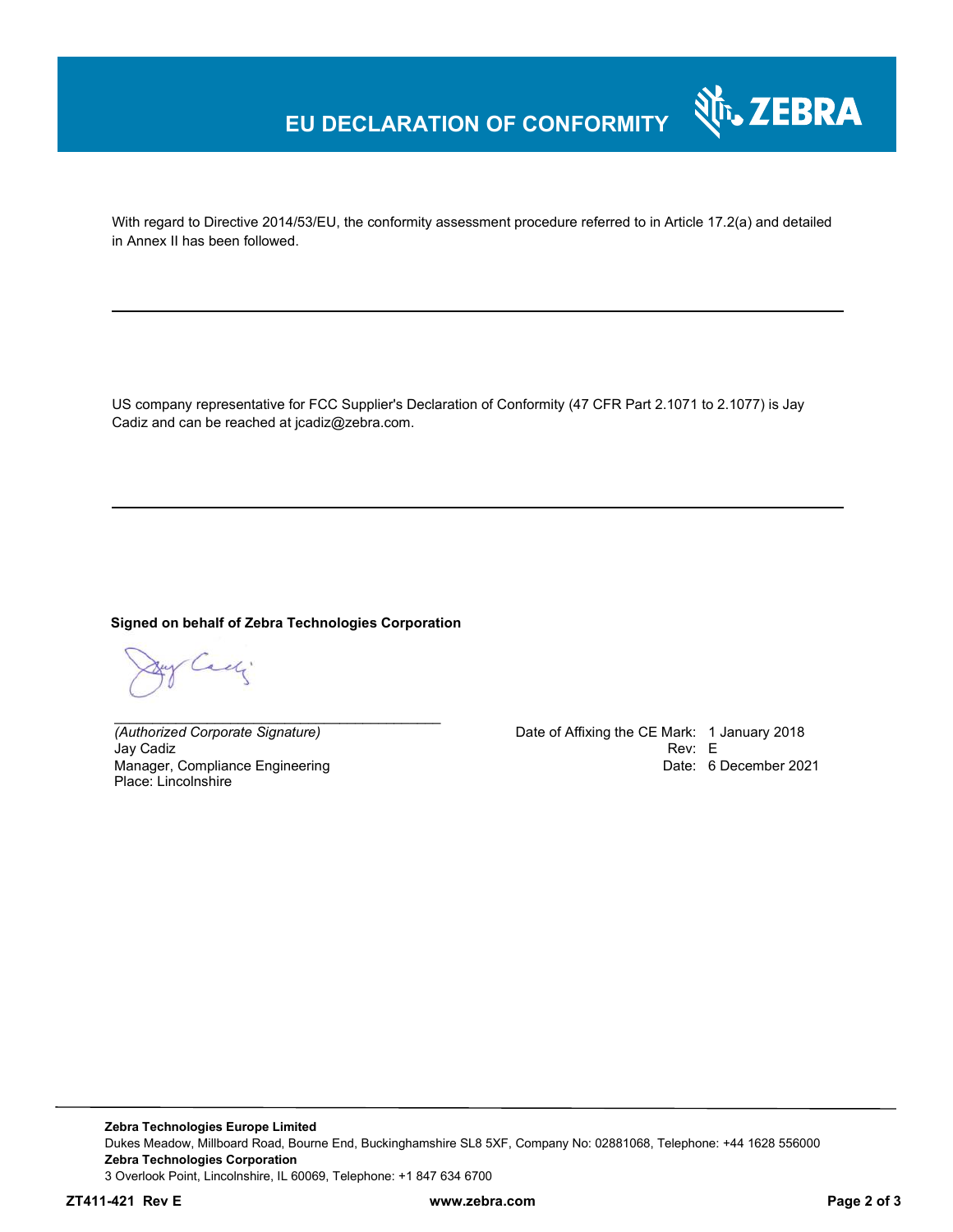# EU DECLARATION OF CONFORMITY

With regard to Directive 2014/53/EU, the conformity assessment procedure referred to in Article 17.2(a) and detailed in Annex II has been followed.

---

US company representative for FCC Supplier's Declaration of Conformity (47 CFR Part 2.1071 to 2.1077) is Jay Cadiz and can be reached at jcadiz@zebra.com.

---

**Signed on behalf of Zebra Technologies Corporation**

_____________________________________________

*(Authorized Corporate Signature)*
Jay Cadiz
Manager, Compliance Engineering
Place: Lincolnshire

Date of Affixing the CE Mark: 1 January 2018
Rev: E
Date: 6 December 2021

**Zebra Technologies Europe Limited**
Dukes Meadow, Millboard Road, Bourne End, Buckinghamshire SL8 5XF, Company No: 02881068, Telephone: +44 1628 556000
**Zebra Technologies Corporation**
3 Overlook Point, Lincolnshire, IL 60069, Telephone: +1 847 634 6700

**ZT411-421 Rev E** **www.zebra.com**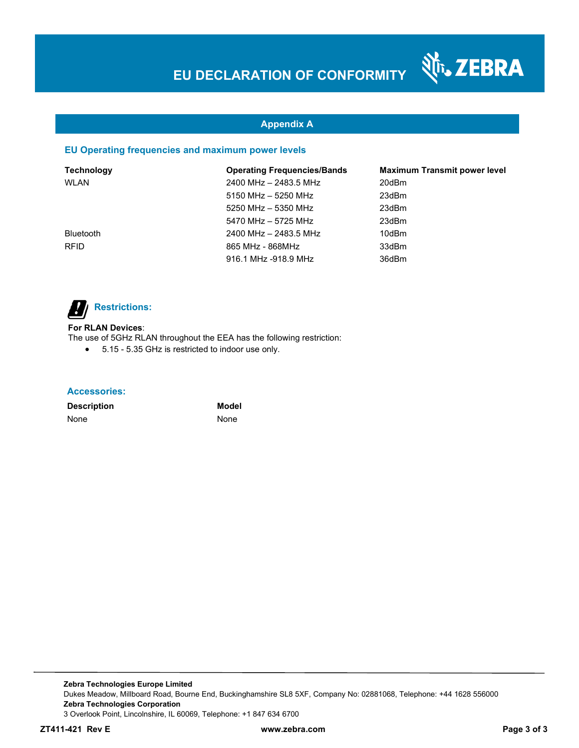# EU DECLARATION OF CONFORMITY

## Appendix A

### EU Operating frequencies and maximum power levels

| Technology | Operating Frequencies/Bands | Maximum Transmit power level |
|---|---|---|
| WLAN | 2400 MHz – 2483.5 MHz | 20dBm |
| | 5150 MHz – 5250 MHz | 23dBm |
| | 5250 MHz – 5350 MHz | 23dBm |
| | 5470 MHz – 5725 MHz | 23dBm |
| Bluetooth | 2400 MHz – 2483.5 MHz | 10dBm |
| RFID | 865 MHz - 868MHz | 33dBm |
| | 916.1 MHz -918.9 MHz | 36dBm |

### Restrictions:

**For RLAN Devices**:
The use of 5GHz RLAN throughout the EEA has the following restriction:

- 5.15 - 5.35 GHz is restricted to indoor use only.

### Accessories:

| Description | Model |
|---|---|
| None | None |

**Zebra Technologies Europe Limited**
Dukes Meadow, Millboard Road, Bourne End, Buckinghamshire SL8 5XF, Company No: 02881068, Telephone: +44 1628 556000
**Zebra Technologies Corporation**
3 Overlook Point, Lincolnshire, IL 60069, Telephone: +1 847 634 6700

**ZT411-421 Rev E** **www.zebra.com**